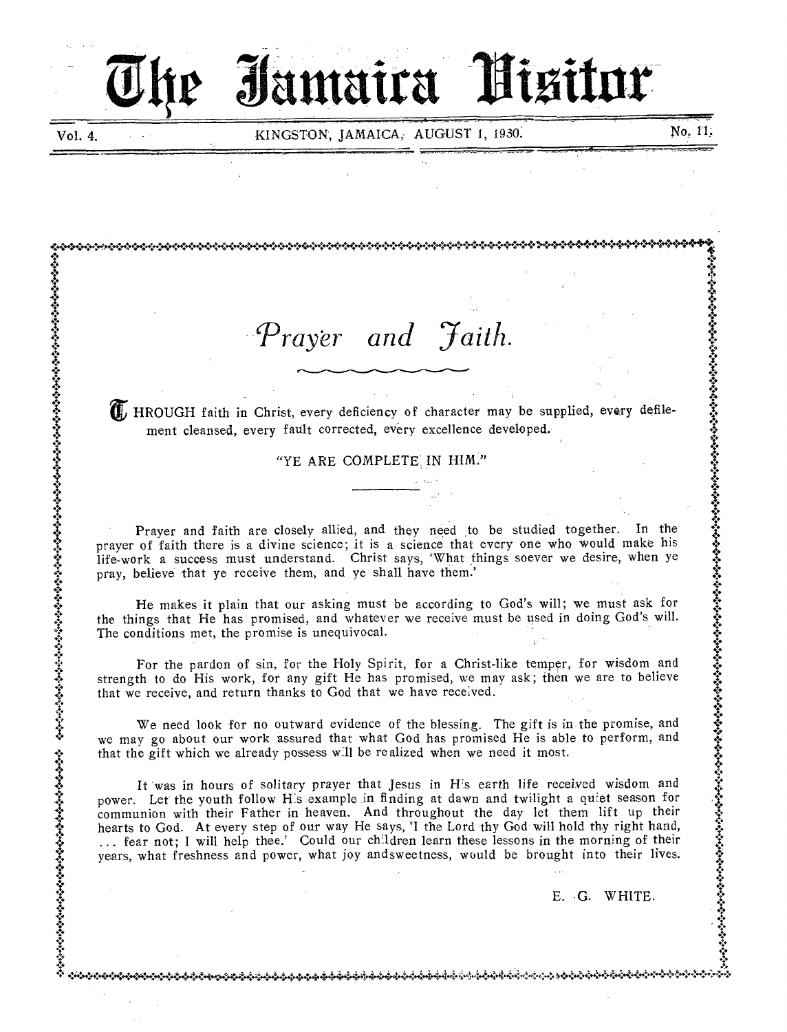# The Jamaica Visitor

Vol. 4. KINGSTON, JAMAICA, AUGUST 1, 1930. No. 11.

## *Prayer and Faith.*

THROUGH faith in Christ, every deficiency of character may be supplied, every defilement cleansed, every fault corrected, every excellence developed.

"YE ARE COMPLETE IN HIM."

---

Prayer and faith are closely allied, and they need to be studied together. In the prayer of faith there is a divine science; it is a science that every one who would make his life-work a success must understand. Christ says, 'What things soever we desire, when ye pray, believe that ye receive them, and ye shall have them.'

He makes it plain that our asking must be according to God's will; we must ask for the things that He has promised, and whatever we receive must be used in doing God's will. The conditions met, the promise is unequivocal.

For the pardon of sin, for the Holy Spirit, for a Christ-like temper, for wisdom and strength to do His work, for any gift He has promised, we may ask; then we are to believe that we receive, and return thanks to God that we have received.

We need look for no outward evidence of the blessing. The gift is in the promise, and we may go about our work assured that what God has promised He is able to perform, and that the gift which we already possess will be realized when we need it most.

It was in hours of solitary prayer that Jesus in His earth life received wisdom and power. Let the youth follow His example in finding at dawn and twilight a quiet season for communion with their Father in heaven. And throughout the day let them lift up their hearts to God. At every step of our way He says, 'I the Lord thy God will hold thy right hand, ... fear not; I will help thee.' Could our children learn these lessons in the morning of their years, what freshness and power, what joy andsweetness, would be brought into their lives.

E. G. WHITE.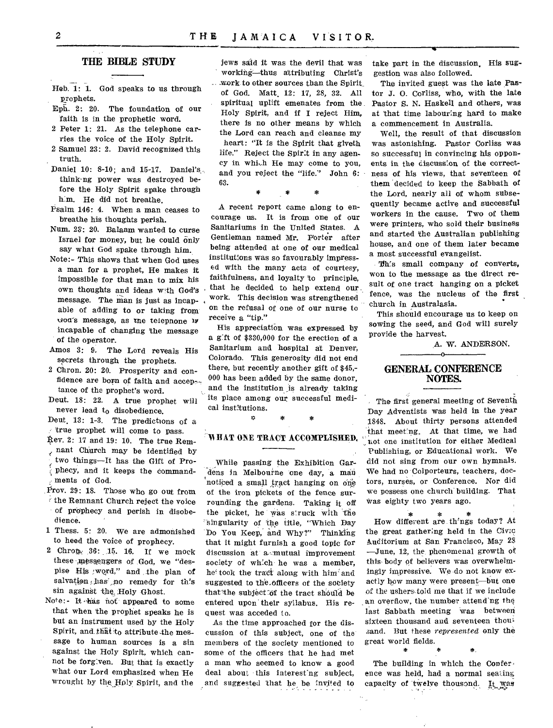## THE BIBLE STUDY

Heb. 1: 1. God speaks to us through prophets.

Eph. 2: 20. The foundation of our faith is in the prophetic word.

2 Peter 1: 21. As the telephone carries the voice of the Holy Spirit.

2 Samuel 23: 2. David recognized this truth.

Daniel 10: 8-10; and 15-17. Daniel's thinking power was destroyed before the Holy Spirit spake through him. He did not breathe.

Psalm 146: 4. When a man ceases to breathe his thoughts perish.

Num. 23: 20. Balaam wanted to curse Israel for money, but he could only say what God spake through him.

Note:- This shows that when God uses a man for a prophet, He makes it impossible for that man to mix his own thoughts and ideas with God's message. The man is just as incapable of adding to or taking from God's message, as the telephone is incapable of changing the message of the operator.

Amos 3: 9. The Lord reveals His secrets through the prophets.

2 Chron. 20: 20. Prosperity and confidence are born of faith and acceptance of the prophet's word.

Deut. 18: 22. A true prophet will never lead to disobedience.

Deut. 13: 1-3. The predictions of a true prophet will come to pass.

Rev. 2: 17 and 19: 10. The true Remnant Church may be identified by two things—It has the Gift of Prophecy, and it keeps the commandments of God.

Prov. 29: 18. Those who go out from the Remnant Church reject the voice of prophecy and perish in disobedience.

1 Thess. 5: 20. We are admonished to heed the voice of prophecy.

2 Chron. 36: 15. 16. If we mock these messengers of God, we "despise His word," and the plan of salvation has no remedy for this sin against the Holy Ghost.

Note:- It has not appeared to some that when the prophet speaks he is but an instrument used by the Holy Spirit, and that to attribute the message to human sources is a sin against the Holy Spirit, which cannot be forgiven. But that is exactly what our Lord emphasized when He wrought by the Holy Spirit, and the Jews said it was the devil that was working—thus attributing Christ's work to other sources than the Spirit of God. Matt. 12: 17, 28, 32. All spiritual uplift emenates from the Holy Spirit, and if I reject Him, there is no other means by which the Lord can reach and cleanse my heart: "It is the Spirit that giveth life." Reject the Spirit in any agency in which He may come to you, and you reject the "life." John 6: 63.

\* \* \*

A recent report came along to encourage us. It is from one of our Sanitariums in the United States. A Gentleman named Mr. Porter after being attended at one of our medical institutions was so favourably impressed with the many acts of courtesy, faithfulness, and loyalty to principle, that he decided to help extend our work. This decision was strengthened on the refusal of one of our nurse to receive a "tip."

His appreciation was expressed by a gift of $330,000 for the erection of a Sanitarium and hospital at Denver, Colorado. This generosity did not end there, but recently another gift of $45,000 has been added by the same donor, and the institution is already taking its place among our successful medical institutions.

\* \* \*

### WHAT ONE TRACT ACCOMPLISHED.

While passing the Exhibition Gardens in Melbourne one day, a man noticed a small tract hanging on one of the iron pickets of the fence surrounding the gardens. Taking it off the picket, he was struck with the singularity of the title, "Which Day Do You Keep, and Why?" Thinking that it might furnish a good topic for discussion at a mutual improvement society of which he was a member, he took the tract along with him and suggested to the officers of the society that the subject of the tract should be entered upon their syllabus. His request was acceded to.

As the time approached for the discussion of this subject, one of the members of the society mentioned to some of the officers that he had met a man who seemed to know a good deal about this interesting subject, and suggested that he be invited to take part in the discussion. His suggestion was also followed.

The invited guest was the late Pastor J. O. Corliss, who, with the late Pastor S. N. Haskell and others, was at that time labouring hard to make a commencement in Australia.

Well, the result of that discussion was astonishing. Pastor Corliss was so successful in convincing his opponents in the discussion of the correctness of his views, that seventeen of them decided to keep the Sabbath of the Lord, nearly all of whom subsequently became active and successful workers in the cause. Two of them were printers, who sold their business and started the Australian publishing house, and one of them later became a most successful evangelist.

This small company of converts, won to the message as the direct result of one tract hanging on a picket fence, was the nucleus of the first church in Australasia.

This should encourage us to keep on sowing the seed, and God will surely provide the harvest.

A. W. ANDERSON.

## GENERAL CONFERENCE NOTES.

The first general meeting of Seventh Day Adventists was held in the year 1848. About thirty persons attended that meeting. At that time, we had not one institution for either Medical Publishing, or Educational work. We did not sing from our own hymnals. We had no Colporteurs, teachers, doctors, nurses, or Conference. Nor did we possess one church building. That was eighty two years ago.

\* \* \*

How different are things today? At the great gathering held in the Civic Auditorium at San Francisco, May 28 —June, 12, the phenomenal growth of this body of believers was overwhelmingly impressive. We do not know exactly how many were present—but one of the ushers told me that if we include an overflow, the number attending the last Sabbath meeting was between sixteen thousand and seventeen thousand. But these *represented* only the great world fields.

\* \* \*

The building in which the Conference was held, had a normal seating capacity of twelve thousand. It was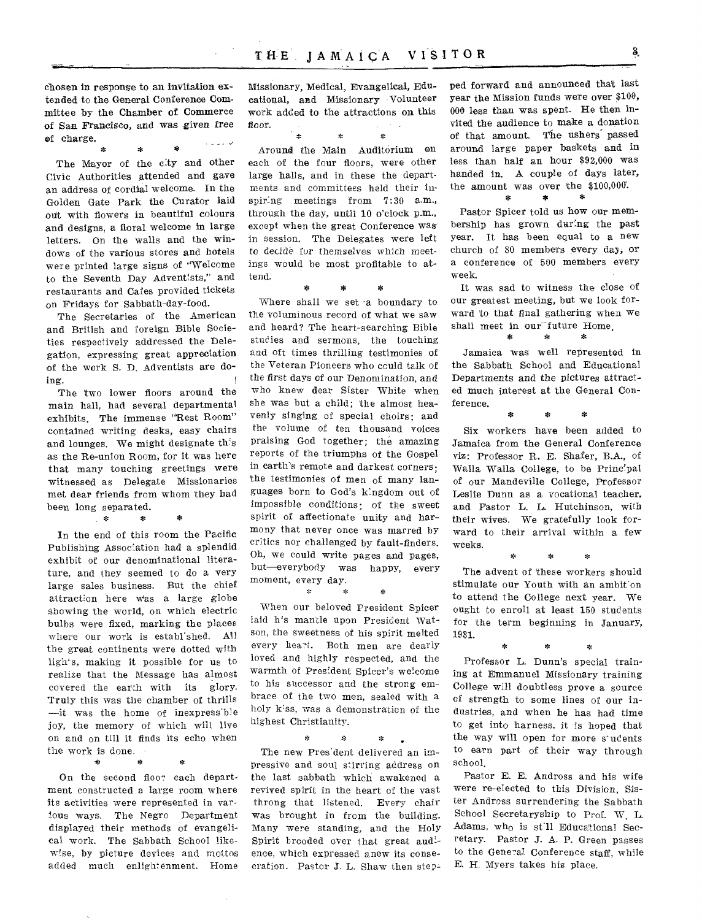chosen in response to an invitation extended to the General Conference Committee by the Chamber of Commerce of San Francisco, and was given free of charge.

\*   \*   \*

The Mayor of the city and other Civic Authorities attended and gave an address of cordial welcome. In the Golden Gate Park the Curator laid out with flowers in beautiful colours and designs, a floral welcome in large letters. On the walls and the windows of the various stores and hotels were printed large signs of "Welcome to the Seventh Day Adventists," and restaurants and Cafes provided tickets on Fridays for Sabbath-day-food.

The Secretaries of the American and British and foreign Bible Societies respectively addressed the Delegation, expressing great appreciation of the work S. D. Adventists are doing.

The two lower floors around the main hall, had several departmental exhibits. The immense "Rest Room" contained writing desks, easy chairs and lounges. We might designate this as the Re-union Room, for it was here that many touching greetings were witnessed as Delegate Missionaries met dear friends from whom they had been long separated.

\*   \*   \*

In the end of this room the Pacific Publishing Association had a splendid exhibit of our denominational literature, and they seemed to do a very large sales business. But the chief attraction here was a large globe showing the world, on which electric bulbs were fixed, marking the places where our work is established. All the great continents were dotted with lights, making it possible for us to realize that the Message has almost covered the earth with its glory. Truly this was the chamber of thrills —it was the home of inexpressible joy, the memory of which will live on and on till it finds its echo when the work is done.

\*   \*   \*

On the second floor each department constructed a large room where its activities were represented in various ways. The Negro Department displayed their methods of evangelical work. The Sabbath School likewise, by picture devices and mottos added much enlightenment. Home Missionary, Medical, Evangelical, Educational, and Missionary Volunteer work added to the attractions on this floor.

\*   \*   \*

Around the Main Auditorium on each of the four floors, were other large halls, and in these the departments and committees held their inspiring meetings from 7:30 a.m., through the day, until 10 o'clock p.m., except when the great Conference was in session. The Delegates were left to decide for themselves which meetings would be most profitable to attend.

\*   \*   \*

Where shall we set a boundary to the voluminous record of what we saw and heard? The heart-searching Bible studies and sermons, the touching and oft times thrilling testimonies of the Veteran Pioneers who could talk of the first days of our Denomination, and who knew dear Sister White when she was but a child; the almost heavenly singing of special choirs; and the volume of ten thousand voices praising God together; the amazing reports of the triumphs of the Gospel in earth's remote and darkest corners; the testimonies of men of many languages born to God's kingdom out of impossible conditions; of the sweet spirit of affectionate unity and harmony that never once was marred by critics nor challenged by fault-finders. Oh, we could write pages and pages, but—everybody was happy, every moment, every day.

\*   \*   \*

When our beloved President Spicer laid his mantle upon President Watson, the sweetness of his spirit melted every heart. Both men are dearly loved and highly respected, and the warmth of President Spicer's welcome to his successor and the strong embrace of the two men, sealed with a holy kiss, was a demonstration of the highest Christianity.

\*   \*   \*

The new President delivered an impressive and soul stirring address on the last sabbath which awakened a revived spirit in the heart of the vast throng that listened. Every chair was brought in from the building. Many were standing, and the Holy Spirit brooded over that great audience, which expressed anew its consecration. Pastor J. L. Shaw then stepped forward and announced that last year the Mission funds were over $100,000 less than was spent. He then invited the audience to make a donation of that amount. The ushers passed around large paper baskets and in less than half an hour $92,000 was handed in. A couple of days later, the amount was over the $100,000.

\*   \*   \*

Pastor Spicer told us how our membership has grown during the past year. It has been equal to a new church of 80 members every day, or a conference of 500 members every week.

It was sad to witness the close of our greatest meeting, but we look forward to that final gathering when we shall meet in our future Home.

\*   \*   \*

Jamaica was well represented in the Sabbath School and Educational Departments and the pictures attracted much interest at the General Conference.

\*   \*   \*

Six workers have been added to Jamaica from the General Conference viz: Professor R. E. Shafer, B.A., of Walla Walla College, to be Principal of our Mandeville College, Professor Leslie Dunn as a vocational teacher, and Pastor L. L. Hutchinson, with their wives. We gratefully look forward to their arrival within a few weeks.

\*   \*   \*

The advent of these workers should stimulate our Youth with an ambition to attend the College next year. We ought to enroll at least 150 students for the term beginning in January, 1931.

\*   \*   \*

Professor L. Dunn's special training at Emmanuel Missionary training College will doubtless prove a source of strength to some lines of our industries, and when he has had time to get into harness, it is hoped that the way will open for more students to earn part of their way through school.

Pastor E. E. Andross and his wife were re-elected to this Division, Sister Andross surrendering the Sabbath School Secretaryship to Prof. W. L. Adams, who is still Educational Secretary. Pastor J. A. P. Green passes to the General Conference staff, while E. H. Myers takes his place.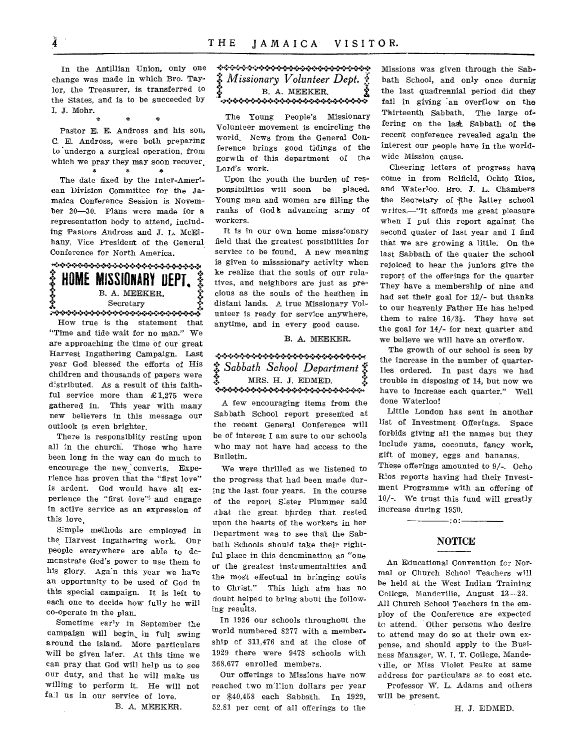In the Antillian Union, only one change was made in which Bro. Taylor, the Treasurer, is transferred to the States, and is to be succeeded by I. J. Mohr.

\* \* \*

Pastor E. E. Andross and his son, C. E. Andross, were both preparing to undergo a surgical operation, from which we pray they may soon recover.

\* \* \*

The date fixed by the Inter-American Division Committee for the Jamaica Conference Session is November 20—30. Plans were made for a representation body to attend, including Pastors Andross and J. L. McElhany, Vice President of the General Conference for North America.

## HOME MISSIONARY DEPT.

B. A. MEEKER.
Secretary

How true is the statement that "Time and tide wait for no man." We are approaching the time of our great Harvest Ingathering Campaign. Last year God blessed the efforts of His children and thousands of papers were distributed. As a result of this faithful service more than £1,275 were gathered in. This year with many new believers in this message our outlook is even brighter.

There is responsiblity resting upon all in the church. Those who have been long in the way can do much to encourage the new converts. Experience has proven that the "first love" is ardent. God would have all experience the "first love" and engage in active service as an expression of this love.

Simple methods are employed in the Harvest Ingathering work. Our people everywhere are able to demonstrate God's power to use them to his glory. Again this year we have an opportunity to be used of God in this special campaign. It is left to each one to decide how fully he will co-operate in the plan.

Sometime early in September the campaign will begin in full swing around the island. More particulars will be given later. At this time we can pray that God will help us to see our duty, and that he will make us willing to perform it. He will not fail us in our service of love.

B. A. MEEKER.

## *Missionary Volunteer Dept.*

B. A. MEEKER.

The Young People's Missionary Volunteer movement is encircling the world. News from the General Conference brings good tidings of the gorwth of this department of the Lord's work.

Upon the youth the burden of responsibilities will soon be placed. Young men and women are filling the ranks of God's advancing army of workers.

It is in our own home misssionary field that the greatest possibilities for service to be found. A new meaning is given to misssionary activity when ke realize that the souls of our relatives, and neighbors are just as precious as the souls of the heathen in distant lands. A true Missionary Volunteer is ready for service anywhere, anytime, and in every good cause.

B. A. MEEKER.

## *Sabbath School Department*

MRS. H. J. EDMED.

A few encouraging items from the Sabbath School report presented at the recent General Conference will be of interest I am sure to our schools who may not have had access to the Bulletin.

We were thrilled as we listened to the progress that had been made during the last four years. In the course of the report Sister Plummer said that the great burden that rested upon the hearts of the workers in her Department was to see that the Sabbath Schools should take their rightful place in this denomination as "one of the greatest instrumentalities and the most effectual in bringing souls to Christ." This high aim has no doubt helped to bring about the following results.

In 1926 our schools throughout the world numbered 8277 with a membership of 311,476 and at the close of 1929 there were 9478 schools with 368,677 enrolled members.

Our offerings to Missions have now reached two million dollars per year or $40,458 each Sabbath. In 1929, 52.81 per cent of all offerings to the Missions was given through the Sabbath School, and only once durnig the last quadrennial period did they fail in giving an overflow on the Thirteenth Sabbath. The large offering on the last Sabbath of the recent conference revealed again the interest our people have in the world-wide Mission cause.

Cheering letters of progress have come in from Belfield, Ochio Rios, and Waterloo. Bro. J. L. Chambers the Secretary of the latter school writes.—"It affords me great pleasure when I put this report against the second quater of last year and I find that we are growing a little. On the last Sabbath of the quater the school rejoiced to hear the juniors give the report of the offerings for the quarter They have a membership of nine and had set their goal for 12/- but thanks to our heavenly Father He has helped them to raise 16/3½. They have set the goal for 14/- for next quarter and we believe we will have an overflow.

The growth of our school is seen by the increase in the number of quarterlies ordered. In past days we had trouble in disposing of 14, but now we have to increase each quarter." Well done Waterloo!

Little London has sent in another list of Investment Offerings. Space forbids giving all the names but they include yams, coconuts, fancy work, gift of money, eggs and bananas. These offerings amounted to 9/-. Ocho Rios reports having had their Investment Programme with an offering of 10/-. We trust this fund will greatly increase during 1930.

———:o:———

## NOTICE

An Educational Convention for Normal or Church School Teachers will be held at the West Indian Training College, Mandeville, August 13—23. All Church School Teachers in the employ of the Conference are expected to attend. Other persons who desire to attend may do so at their own expense, and should apply to the Business Manager, W. I. T. College, Mandeville, or Miss Violet Peake at same address for particulars as to cost etc.

Professor W. L. Adams and others will be present.

H. J. EDMED.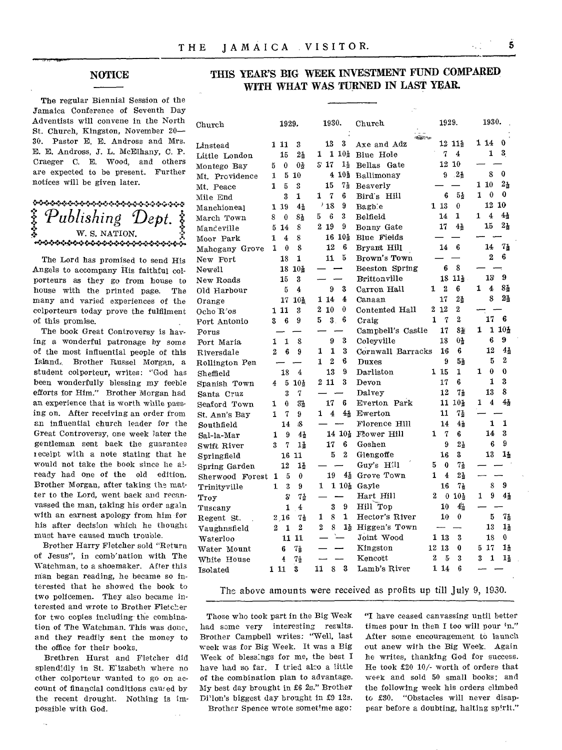## NOTICE

The regular Biennial Session of the Jamaica Conference of Seventh Day Adventists will convene in the North St. Church, Kingston, November 20—30. Pastor E. E. Andross and Mrs. E. E. Andross, J. L. McElhany, C. P. Craeger C. E. Wood, and others are expected to be present. Further notices will be given later.

## *Publishing Dept.*

W. S. NATION.

The Lord has promised to send His Angels to accompany His faithful colporteurs as they go from house to house with the printed page. The many and varied experiences of the colporteurs today prove the fulfilment of this promise.

The book Great Controversy is having a wonderful patronage by some of the most influential people of this Island. Brother Russel Morgan, a student colporteur, writes: "God has been wonderfully blessing my feeble efforts for Him." Brother Morgan had an experience that is worth while passing on. After receiving an order from an influential church leader for the Great Controversy, one week later the gentleman sent back the guarantee receipt with a note stating that he would not take the book since he already had one of the old edition. Brother Morgan, after taking the matter to the Lord, went back and recanvassed the man, taking his order again with an earnest apology from him for his after decision which he thought must have caused much trouble.

Brother Harry Fletcher sold "Return of Jesus", in combination with The Watchman, to a shoemaker. After this man began reading, he became so interested that he showed the book to two policemen. They also became interested and wrote to Brother Fletcher for two copies including the combination of The Watchman. This was done, and they readily sent the money to the office for their books.

Brethren Hurst and Fletcher did splendidly in St. Elizabeth where no other colporteur wanted to go on account of financial conditions caused by the recent drought. Nothing is impossible with God.

## THIS YEAR'S BIG WEEK INVESTMENT FUND COMPARED WITH WHAT WAS TURNED IN LAST YEAR.

| Church | 1929. | 1930. | Church | 1929. | 1930. |
|---|---|---|---|---|---|
| Linstead | 1 11 3 | 13 3 | Axe and Adz | 12 11½ | 1 14 0 |
| Little London | 15 2½ | 1 1 10½ | Blue Hole | 7 4 | 1 3 |
| Montego Bay | 5 0 0½ | 3 17 1½ | Bellas Gate | 12 10 | — — |
| Mt. Providence | 1 5 10 | 4 10½ | Ballimonay | 9 2½ | 8 0 |
| Mt. Peace | 1 5 3 | 15 7½ | Beaverly | — — | 1 10 2½ |
| Mile End | 3 1 | 1 7 6 | Bird's Hill | 6 5½ | 1 0 0 |
| Manchioneal | 1 19 4½ | 18 9 | Bagbie | 1 13 0 | 12 10 |
| March Town | 8 0 8½ | 5 6 3 | Belfield | 14 1 | 1 4 4½ |
| Mandeville | 5 14 8 | 2 19 9 | Bonny Gate | 17 4½ | 15 2½ |
| Moor Park | 1 4 8 | 16 10½ | Blue Fields | — — | — — |
| Mahogany Grove | 1 0 8 | 12 6 | Bryant Hill | 14 6 | 14 7½ |
| New Fort | 18 1 | 11 5 | Brown's Town | — — | 2 6 |
| Newell | 18 10½ | — — | Beeston Spring | 6 8 | — — |
| New Roads | 15 3 | — — | Brittonville | 18 11½ | 13 9 |
| Old Harbour | 5 4 | 9 3 | Carron Hall | 1 2 6 | 1 4 8½ |
| Orange | 17 10½ | 1 14 4 | Canaan | 17 2½ | 8 2½ |
| Ocho R'os | 1 11 3 | 2 10 0 | Contented Hall | 2 12 2 | — — |
| Port Antonio | 3 6 9 | 5 3 6 | Craig | 1 7 2 | 17 6 |
| Porus | — — | — — | Campbell's Castle | 17 8½ | 1 1 10½ |
| Port Maria | 1 1 8 | 9 3 | Coleyville | 18 0½ | 6 9 |
| Riversdale | 2 6 9 | 1 1 3 | Cornwall Barracks | 16 6 | 12 4½ |
| Rollington Pen | — — | 1 2 6 | Duxes | 9 5½ | 5 2 |
| Sheffield | 18 4 | 13 9 | Darliston | 1 15 1 | 1 0 0 |
| Spanish Town | 4 5 10½ | 2 11 3 | Devon | 17 6 | 1 3 |
| Santa Cruz | 3 7 | — — | Dalvey | 12 7½ | 13 8 |
| Seaford Town | 1 0 3½ | 17 6 | Everton Park | 11 10½ | 1 4 4½ |
| St. Ann's Bay | 1 7 9 | 1 4 4½ | Ewerton | 11 7½ | — — |
| Southfield | 14 8 | — — | Florence Hill | 14 4½ | 1 1 |
| Sal-la-Mar | 1 9 4½ | 14 10½ | Flower Hill | 1 7 6 | 14 3 |
| Swift River | 3 7 1½ | 17 6 | Goshen | 9 2½ | 6 9 |
| Springfield | 16 11 | 5 2 | Glengoffe | 16 3 | 13 1½ |
| Spring Garden | 12 1½ | — — | Guy's Hill | 5 0 7½ | — — |
| Sherwood Forest | 1 5 0 | 19 4½ | Grove Town | 1 4 2½ | — — |
| Trinityville | 1 3 9 | 1 1 10½ | Gayle | 16 7½ | 8 9 |
| Troy | 3 7½ | — — | Hart Hill | 2 0 10½ | 1 9 4½ |
| Tuscany | 1 4 | 3 9 | Hill Top | 10 4½ | — — |
| Regent St. | 2 16 7½ | 1 8 1 | Hector's River | 10 0 | 5 7½ |
| Vaughnsfield | 2 1 2 | 2 8 1½ | Higgen's Town | — — | 13 1½ |
| Waterloo | 11 11 | — — | Joint Wood | 1 13 3 | 18 0 |
| Water Mount | 6 7½ | — — | Kingston | 12 13 0 | 5 17 1½ |
| White House | 4 7½ | — — | Kencott | 2 5 3 | 3 1 1½ |
| Isolated | 1 11 3 | 11 8 3 | Lamb's River | 1 14 6 | — — |

The above amounts were received as profits up till July 9, 1930.

Those who took part in the Big Week had some very interesting results. Brother Campbell writes: "Well, last week was for Big Week. It was a Big Week of blessings for me, the best I have had so far. I tried also a little of the combination plan to advantage. My best day brought in £6 2s." Brother Dillon's biggest day brought in £9 12s.

Brother Spence wrote sometime ago: "I have ceased canvassing until better times pour in then I too will pour in." After some encouragement to launch out anew with the Big Week. Again he writes, thanking God for success. He took £20 10/- worth of orders that week and sold 50 small books; and the following week his orders climbed to £30. "Obstacles will never disappear before a doubting, halting spirit."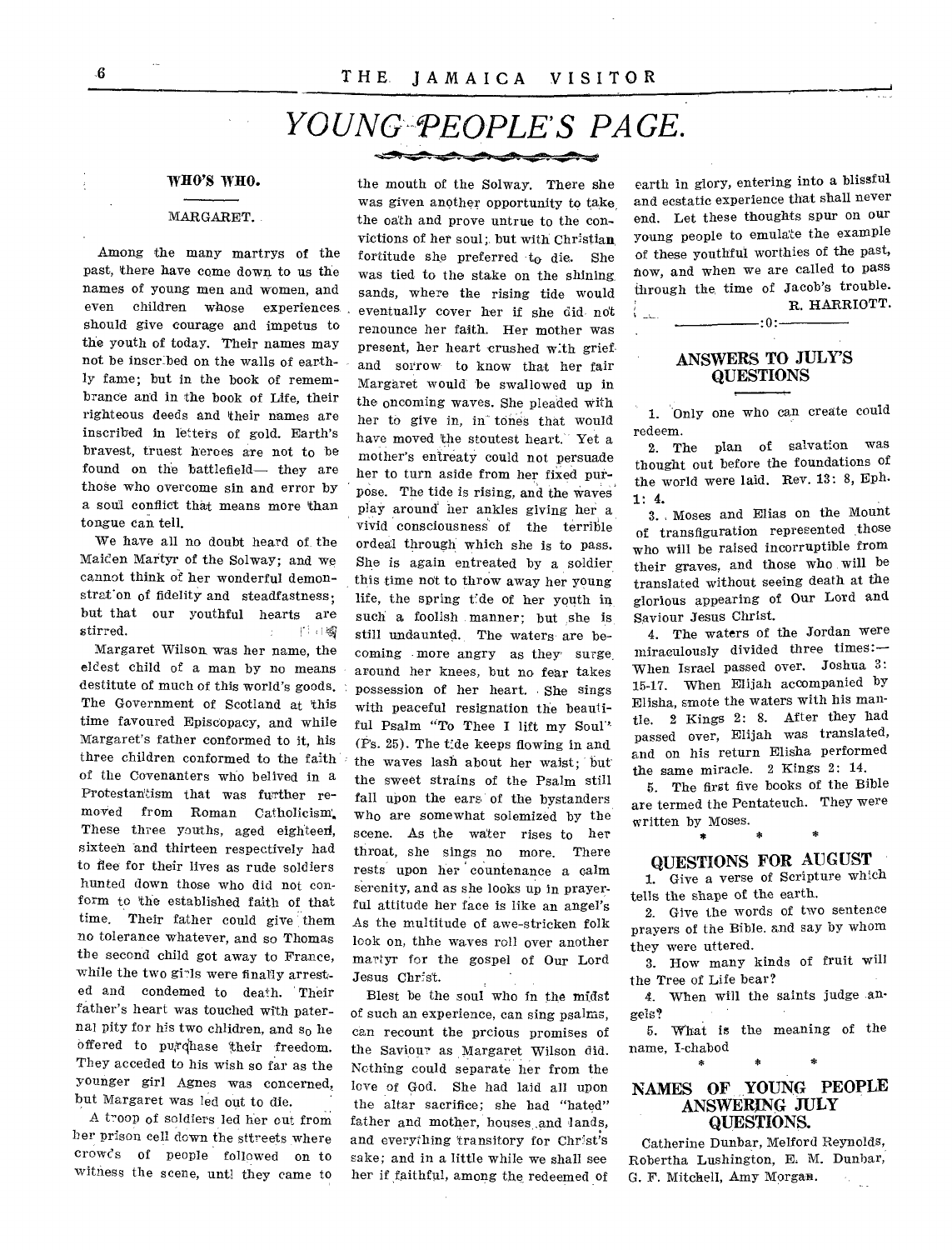# YOUNG PEOPLE'S PAGE.

## WHO'S WHO.

### MARGARET.

Among the many martrys of the past, there have come down to us the names of young men and women, and even children whose experiences should give courage and impetus to the youth of today. Their names may not be inscribed on the walls of earthly fame; but in the book of remembrance and in the book of Life, their righteous deeds and their names are inscribed in letters of gold. Earth's bravest, truest heroes are not to be found on the battlefield— they are those who overcome sin and error by a soul conflict that means more than tongue can tell.

We have all no doubt heard of the Maiden Martyr of the Solway; and we cannot think of her wonderful demonstration of fidelity and steadfastness; but that our youthful hearts are stirred.

Margaret Wilson was her name, the eldest child of a man by no means destitute of much of this world's goods. The Government of Scotland at this time favoured Episcopacy, and while Margaret's father conformed to it, his three children conformed to the faith of the Covenanters who belived in a Protestantism that was further removed from Roman Catholicism. These three youths, aged eighteen, sixteen and thirteen respectively had to flee for their lives as rude soldiers hunted down those who did not conform to the established faith of that time. Their father could give them no tolerance whatever, and so Thomas the second child got away to France, while the two girls were finally arrested and condemned to death. Their father's heart was touched with paternal pity for his two children, and so he offered to purchase their freedom. They acceded to his wish so far as the younger girl Agnes was concerned, but Margaret was led out to die.

A troop of soldiers led her out from her prison cell down the sttreets where crowds of people followed on to witness the scene, until they came to the mouth of the Solway. There she was given another opportunity to take the oath and prove untrue to the convictions of her soul; but with Christian fortitude she preferred to die. She was tied to the stake on the shining sands, where the rising tide would eventually cover her if she did not renounce her faith. Her mother was present, her heart crushed with grief and sorrow to know that her fair Margaret would be swallowed up in the oncoming waves. She pleaded with her to give in, in tones that would have moved the stoutest heart. Yet a mother's entreaty could not persuade her to turn aside from her fixed purpose. The tide is rising, and the waves play around her ankles giving her a vivid consciousness of the terrible ordeal through which she is to pass. She is again entreated by a soldier this time not to throw away her young life, the spring tide of her youth in such a foolish manner; but she is still undaunted. The waters are becoming more angry as they surge around her knees, but no fear takes possession of her heart. She sings with peaceful resignation the beautiful Psalm "To Thee I lift my Soul" (Ps. 25). The tide keeps flowing in and the waves lash about her waist; but the sweet strains of the Psalm still fall upon the ears of the bystanders who are somewhat solemized by the scene. As the water rises to her throat, she sings no more. There rests upon her countenance a calm serenity, and as she looks up in prayerful attitude her face is like an angel's As the multitude of awe-stricken folk look on, thhe waves roll over another martyr for the gospel of Our Lord Jesus Christ.

Blest be the soul who in the midst of such an experience, can sing psalms, can recount the prcious promises of the Saviour as Margaret Wilson did. Nothing could separate her from the love of God. She had laid all upon the altar sacrifice; she had "hated" father and mother, houses and lands, and everything transitory for Christ's sake; and in a little while we shall see her if faithful, among the redeemed of earth in glory, entering into a blissful and ecstatic experience that shall never end. Let these thoughts spur on our young people to emulate the example of these youthful worthies of the past, now, and when we are called to pass through the time of Jacob's trouble.

R. HARRIOTT.

## ANSWERS TO JULY'S QUESTIONS

1. Only one who can create could redeem.
2. The plan of salvation was thought out before the foundations of the world were laid. Rev. 13: 8, Eph. 1: 4.
3. Moses and Elias on the Mount of transfiguration represented those who will be raised incorruptible from their graves, and those who will be translated without seeing death at the glorious appearing of Our Lord and Saviour Jesus Christ.
4. The waters of the Jordan were miraculously divided three times:— When Israel passed over. Joshua 3: 15-17. When Elijah accompanied by Elisha, smote the waters with his mantle. 2 Kings 2: 8. After they had passed over, Elijah was translated, and on his return Elisha performed the same miracle. 2 Kings 2: 14.
5. The first five books of the Bible are termed the Pentateuch. They were written by Moses.

\* \* \*

## QUESTIONS FOR AUGUST

1. Give a verse of Scripture which tells the shape of the earth.
2. Give the words of two sentence prayers of the Bible. and say by whom they were uttered.
3. How many kinds of fruit will the Tree of Life bear?
4. When will the saints judge angels?
5. What is the meaning of the name, I-chabod

\* \* \*

## NAMES OF YOUNG PEOPLE ANSWERING JULY QUESTIONS.

Catherine Dunbar, Melford Reynolds, Robertha Lushington, E. M. Dunbar, G. F. Mitchell, Amy Morgan.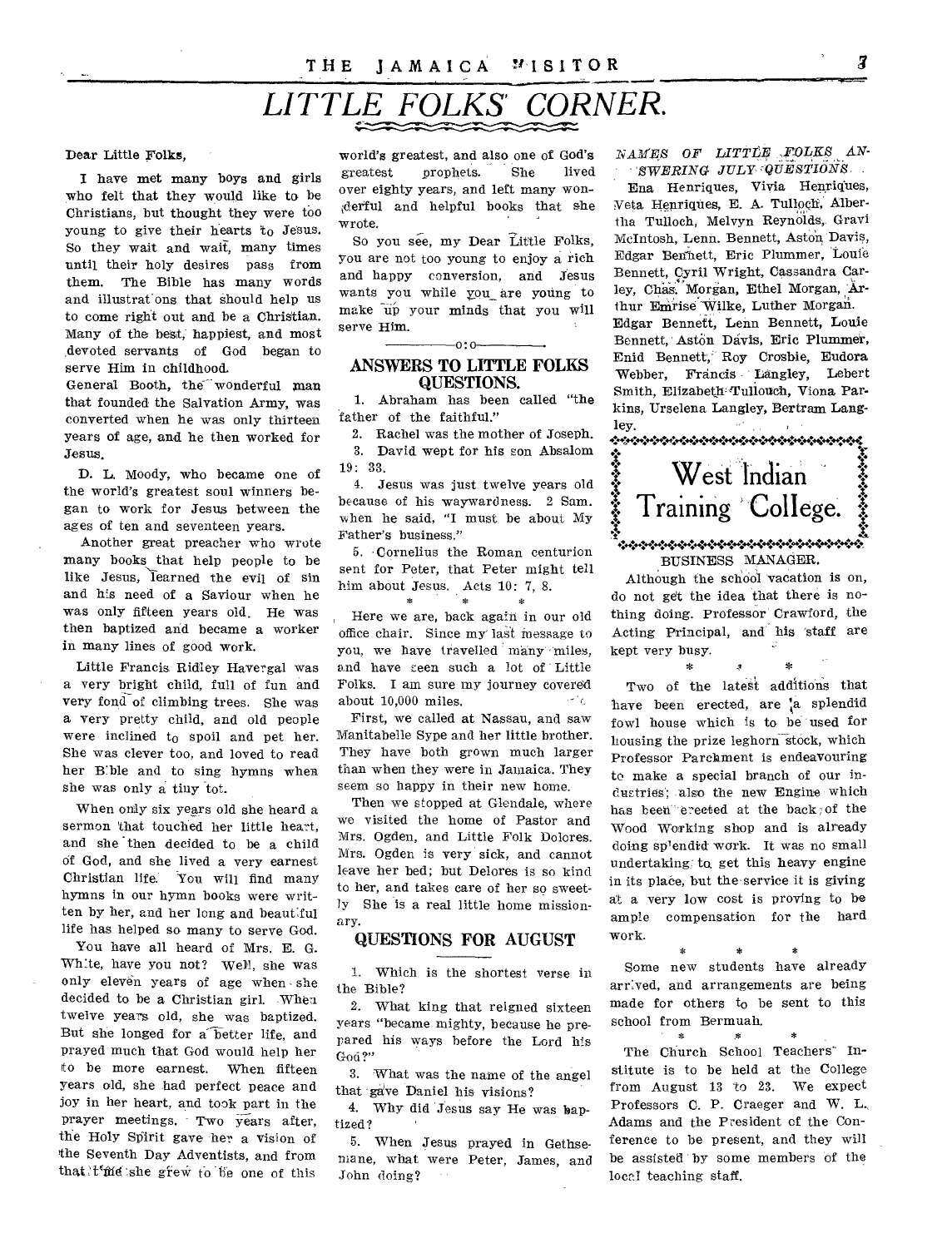# LITTLE FOLKS' CORNER.

Dear Little Folks,

I have met many boys and girls who felt that they would like to be Christians, but thought they were too young to give their hearts to Jesus. So they wait and wait, many times until their holy desires pass from them. The Bible has many words and illustrations that should help us to come right out and be a Christian. Many of the best, happiest, and most devoted servants of God began to serve Him in childhood.

General Booth, the wonderful man that founded the Salvation Army, was converted when he was only thirteen years of age, and he then worked for Jesus.

D. L. Moody, who became one of the world's greatest soul winners began to work for Jesus between the ages of ten and seventeen years.

Another great preacher who wrote many books that help people to be like Jesus, learned the evil of sin and his need of a Saviour when he was only fifteen years old. He was then baptized and became a worker in many lines of good work.

Little Francis Ridley Havergal was a very bright child, full of fun and very fond of climbing trees. She was a very pretty child, and old people were inclined to spoil and pet her. She was clever too, and loved to read her Bible and to sing hymns when she was only a tiny tot.

When only six years old she heard a sermon that touched her little heart, and she then decided to be a child of God, and she lived a very earnest Christian life. You will find many hymns in our hymn books were written by her, and her long and beautiful life has helped so many to serve God.

You have all heard of Mrs. E. G. White, have you not? Well, she was only eleven years of age when she decided to be a Christian girl. When twelve years old, she was baptized. But she longed for a better life, and prayed much that God would help her to be more earnest. When fifteen years old, she had perfect peace and joy in her heart, and took part in the prayer meetings. Two years after, the Holy Spirit gave her a vision of the Seventh Day Adventists, and from that time she grew to be one of this world's greatest, and also one of God's greatest prophets. She lived over eighty years, and left many wonderful and helpful books that she wrote.

So you see, my Dear Little Folks, you are not too young to enjoy a rich and happy conversion, and Jesus wants you while you are young to make up your minds that you will serve Him.

---

## ANSWERS TO LITTLE FOLKS QUESTIONS.

1. Abraham has been called "the father of the faithful."
2. Rachel was the mother of Joseph.
3. David wept for his son Absalom 19: 33.
4. Jesus was just twelve years old because of his waywardness. 2 Sam. when he said, "I must be about My Father's business."
5. Cornelius the Roman centurion sent for Peter, that Peter might tell him about Jesus. Acts 10: 7, 8.

\* \* \*

Here we are, back again in our old office chair. Since my last message to you, we have travelled many miles, and have seen such a lot of Little Folks. I am sure my journey covered about 10,000 miles.

First, we called at Nassau, and saw Manitabelle Sype and her little brother. They have both grown much larger than when they were in Jamaica. They seem so happy in their new home.

Then we stopped at Glendale, where we visited the home of Pastor and Mrs. Ogden, and Little Folk Dolores. Mrs. Ogden is very sick, and cannot leave her bed; but Delores is so kind to her, and takes care of her so sweetly She is a real little home missionary.

## QUESTIONS FOR AUGUST

1. Which is the shortest verse in the Bible?
2. What king that reigned sixteen years "became mighty, because he prepared his ways before the Lord his God?"
3. What was the name of the angel that gave Daniel his visions?
4. Why did Jesus say He was baptized?
5. When Jesus prayed in Gethsemane, what were Peter, James, and John doing?

*NAMES OF LITTLE FOLKS ANSWERING JULY QUESTIONS.*

Ena Henriques, Vivia Henriques, Veta Henriques, E. A. Tulloch, Albertha Tulloch, Melvyn Reynolds, Gravi McIntosh, Lenn. Bennett, Aston Davis, Edgar Bennett, Eric Plummer, Louie Bennett, Cyril Wright, Cassandra Carley, Chas. Morgan, Ethel Morgan, Arthur Emrise Wilke, Luther Morgan. Edgar Bennett, Lenn Bennett, Louie Bennett, Aston Davis, Eric Plummer, Enid Bennett, Roy Crosbie, Eudora Webber, Francis Langley, Lebert Smith, Elizabeth Tulloch, Viona Parkins, Urselena Langley, Bertram Langley.

# West Indian Training College.

BUSINESS MANAGER.

Although the school vacation is on, do not get the idea that there is nothing doing. Professor Crawford, the Acting Principal, and his staff are kept very busy.

\* \* \*

Two of the latest additions that have been erected, are a splendid fowl house which is to be used for housing the prize leghorn stock, which Professor Parchment is endeavouring to make a special branch of our industries; also the new Engine which has been erected at the back of the Wood Working shop and is already doing splendid work. It was no small undertaking to get this heavy engine in its place, but the service it is giving at a very low cost is proving to be ample compensation for the hard work.

\* \* \*

Some new students have already arrived, and arrangements are being made for others to be sent to this school from Bermuah.

\* \* \*

The Church School Teachers' Institute is to be held at the College from August 13 to 23. We expect Professors C. P. Craeger and W. L. Adams and the President of the Conference to be present, and they will be assisted by some members of the local teaching staff.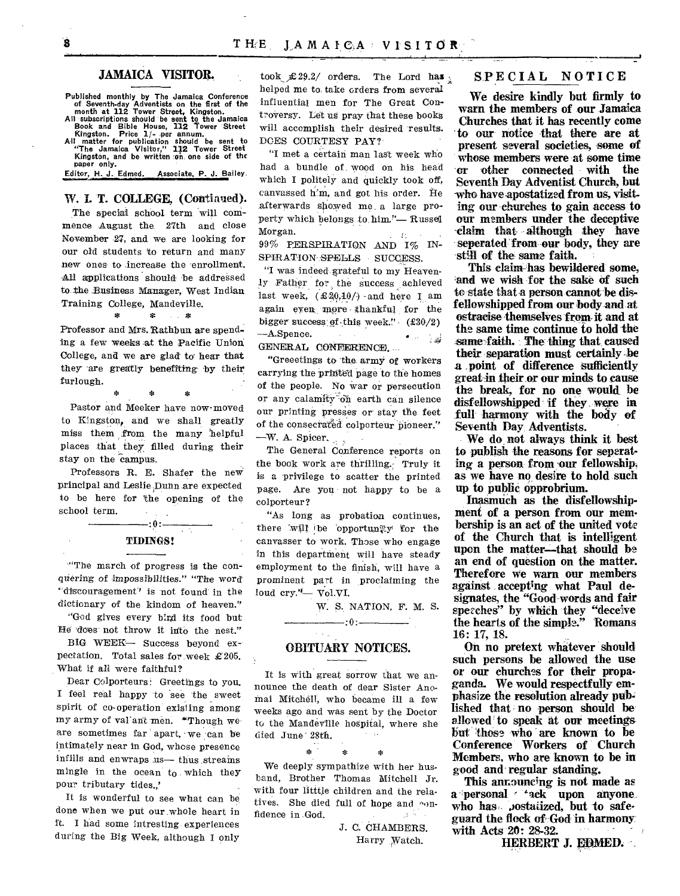## JAMAICA VISITOR.

Published monthly by The Jamaica Conference of Seventh-day Adventists on the first of the month at 112 Tower Street, Kingston.
All subscriptions should be sent to the Jamaica Book and Bible House, 112 Tower Street Kingston. Price 1/- per annum.
All matter for publication should be sent to "The Jamaica Visitor," 112 Tower Street Kingston, and be written on one side of the paper only.

Editor, H. J. Edmed. Associate, P. J. Bailey.

## W. I. T. COLLEGE, (Continued).

The special school term will commence August the 27th and close November 27, and we are looking for our old students to return and many new ones to increase the enrollment. All applications should be addressed to the Business Manager, West Indian Training College, Mandeville.

\* \* \*

Professor and Mrs. Rathbun are spending a few weeks at the Pacific Union College, and we are glad to hear that they are greatly benefiting by their furlough.

\* \* \*

Pastor and Meeker have now moved to Kingston, and we shall greatly miss them from the many helpful places that they filled during their stay on the campus.

Professors R. E. Shafer the new principal and Leslie Dunn are expected to be here for the opening of the school term.

:0:

## TIDINGS!

"The march of progress is the conquering of impossibilities." "The word "discouragement" is not found in the dictionary of the kindom of heaven."

"God gives every bird its food but He does not throw it into the nest."

BIG WEEK— Success beyond expectation. Total sales for week £205. What if all were faithful?

Dear Colporteurs: Greetings to you. I feel real happy to see the sweet spirit of co-operation existing among my army of valiant men. "Though we are sometimes far apart, we can be intimately near in God, whose presence infills and enwraps us— thus streams mingle in the ocean to which they pour tributary tides.'

It is wonderful to see what can be done when we put our whole heart in it. I had some intresting experiences during the Big Week, although I only took £29.2/ orders. The Lord has helped me to take orders from several influential men for The Great Controversy. Let us pray that these books will accomplish their desired results.

DOES COURTESY PAY?

"I met a certain man last week who had a bundle of wood on his head which I politely and quickly took off, canvassed him, and got his order. He afterwards showed me a large property which belongs to him."— Russel Morgan.

99% PERSPIRATION AND 1% INSPIRATION SPELLS SUCCESS.

"I was indeed grateful to my Heavenly Father for the success achieved last week, (£20,10/) and here I am again even more thankful for the bigger success of this week." (£30/2) —A.Spence.

GENERAL CONFERENCE.

"Greeetings to the army of workers carrying the printed page to the homes of the people. No war or persecution or any calamity on earth can silence our printing presses or stay the feet of the consecrated colporteur pioneer." —W. A. Spicer.

The General Conference reports on the book work are thrilling. Truly it is a privilege to scatter the printed page. Are you not happy to be a colporteur?

"As long as probation continues, there will be opportunity for the canvasser to work. Those who engage in this department will have steady employment to the finish, will have a prominent part in proclaiming the loud cry."— Vol.VI.

W. S. NATION, F. M. S.

:0:

## OBITUARY NOTICES.

It is with great sorrow that we announce the death of dear Sister Anomai Mitchell, who became ill a few weeks ago and was sent by the Doctor to the Mandeville hospital, where she died June 28th.

\* \* \*

We deeply sympathize with her husband, Brother Thomas Mitchell Jr. with four little children and the relatives. She died full of hope and confidence in God.

J. C. CHAMBERS.
Harry Watch.

## SPECIAL NOTICE

**We desire kindly but firmly to warn the members of our Jamaica Churches that it has recently come to our notice that there are at present several societies, some of whose members were at some time or other connected with the Seventh Day Adventist Church, but who have apostatized from us, visiting our churches to gain access to our members under the deceptive claim that although they have seperated from our body, they are still of the same faith.**

**This claim has bewildered some, and we wish for the sake of such to state that a person cannot be disfellowshipped from our body and at ostracise themselves from it and at the same time continue to hold the same faith. The thing that caused their separation must certainly be a point of difference sufficiently great in their or our minds to cause the break, for no one would be disfellowshipped if they were in full harmony with the body of Seventh Day Adventists.**

**We do not always think it best to publish the reasons for seperating a person from our fellowship, as we have no desire to hold such up to public opprobrium.**

**Inasmuch as the disfellowshipment of a person from our membership is an act of the united vote of the Church that is intelligent upon the matter—that should be an end of question on the matter. Therefore we warn our members against accepting what Paul designates, the "Good words and fair speeches" by which they "deceive the hearts of the simple." Romans 16: 17, 18.**

**On no pretext whatever should such persons be allowed the use or our churches for their propaganda. We would respectfully emphasize the resolution already published that no person should be allowed to speak at our meetings but those who are known to be Conference Workers of Church Members, who are known to be in good and regular standing.**

**This announcing is not made as a personal attack upon anyone who has apostatized, but to safeguard the flock of God in harmony with Acts 20: 28-32.**

**HERBERT J. EDMED.**